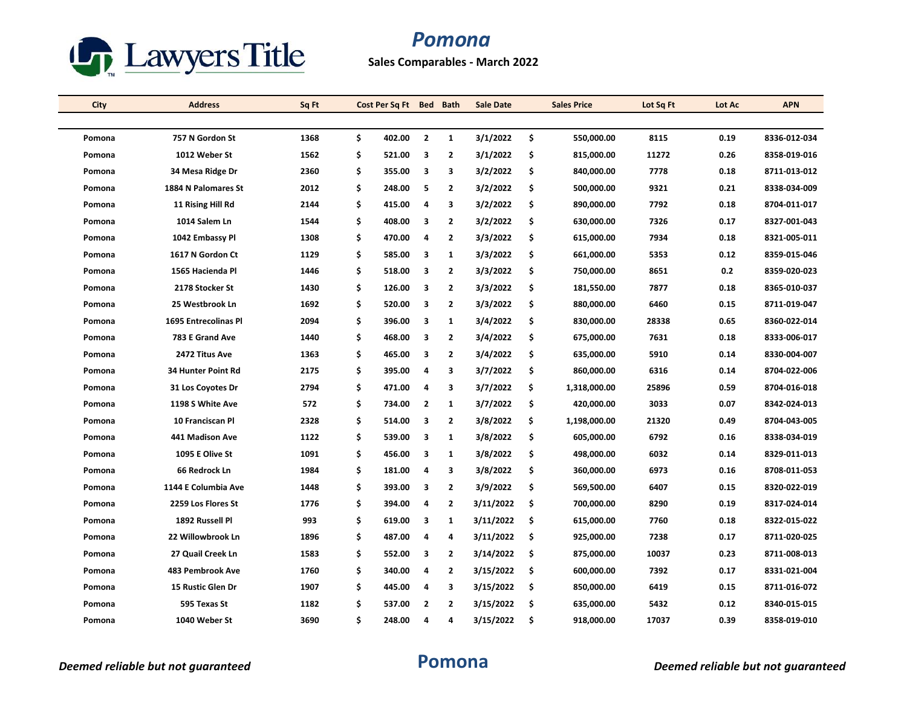Lawyers Title

# Pomona

**Sales Comparables - March 2022**

| City | Address | Sq Ft | Cost Per Sq Ft | Bed | Bath | Sale Date | Sales Price | Lot Sq Ft | Lot Ac | APN |
|---|---|---|---|---|---|---|---|---|---|---|
| Pomona | 757 N Gordon St | 1368 | $ 402.00 | 2 | 1 | 3/1/2022 | $ 550,000.00 | 8115 | 0.19 | 8336-012-034 |
| Pomona | 1012 Weber St | 1562 | $ 521.00 | 3 | 2 | 3/1/2022 | $ 815,000.00 | 11272 | 0.26 | 8358-019-016 |
| Pomona | 34 Mesa Ridge Dr | 2360 | $ 355.00 | 3 | 3 | 3/2/2022 | $ 840,000.00 | 7778 | 0.18 | 8711-013-012 |
| Pomona | 1884 N Palomares St | 2012 | $ 248.00 | 5 | 2 | 3/2/2022 | $ 500,000.00 | 9321 | 0.21 | 8338-034-009 |
| Pomona | 11 Rising Hill Rd | 2144 | $ 415.00 | 4 | 3 | 3/2/2022 | $ 890,000.00 | 7792 | 0.18 | 8704-011-017 |
| Pomona | 1014 Salem Ln | 1544 | $ 408.00 | 3 | 2 | 3/2/2022 | $ 630,000.00 | 7326 | 0.17 | 8327-001-043 |
| Pomona | 1042 Embassy Pl | 1308 | $ 470.00 | 4 | 2 | 3/3/2022 | $ 615,000.00 | 7934 | 0.18 | 8321-005-011 |
| Pomona | 1617 N Gordon Ct | 1129 | $ 585.00 | 3 | 1 | 3/3/2022 | $ 661,000.00 | 5353 | 0.12 | 8359-015-046 |
| Pomona | 1565 Hacienda Pl | 1446 | $ 518.00 | 3 | 2 | 3/3/2022 | $ 750,000.00 | 8651 | 0.2 | 8359-020-023 |
| Pomona | 2178 Stocker St | 1430 | $ 126.00 | 3 | 2 | 3/3/2022 | $ 181,550.00 | 7877 | 0.18 | 8365-010-037 |
| Pomona | 25 Westbrook Ln | 1692 | $ 520.00 | 3 | 2 | 3/3/2022 | $ 880,000.00 | 6460 | 0.15 | 8711-019-047 |
| Pomona | 1695 Entrecolinas Pl | 2094 | $ 396.00 | 3 | 1 | 3/4/2022 | $ 830,000.00 | 28338 | 0.65 | 8360-022-014 |
| Pomona | 783 E Grand Ave | 1440 | $ 468.00 | 3 | 2 | 3/4/2022 | $ 675,000.00 | 7631 | 0.18 | 8333-006-017 |
| Pomona | 2472 Titus Ave | 1363 | $ 465.00 | 3 | 2 | 3/4/2022 | $ 635,000.00 | 5910 | 0.14 | 8330-004-007 |
| Pomona | 34 Hunter Point Rd | 2175 | $ 395.00 | 4 | 3 | 3/7/2022 | $ 860,000.00 | 6316 | 0.14 | 8704-022-006 |
| Pomona | 31 Los Coyotes Dr | 2794 | $ 471.00 | 4 | 3 | 3/7/2022 | $ 1,318,000.00 | 25896 | 0.59 | 8704-016-018 |
| Pomona | 1198 S White Ave | 572 | $ 734.00 | 2 | 1 | 3/7/2022 | $ 420,000.00 | 3033 | 0.07 | 8342-024-013 |
| Pomona | 10 Franciscan Pl | 2328 | $ 514.00 | 3 | 2 | 3/8/2022 | $ 1,198,000.00 | 21320 | 0.49 | 8704-043-005 |
| Pomona | 441 Madison Ave | 1122 | $ 539.00 | 3 | 1 | 3/8/2022 | $ 605,000.00 | 6792 | 0.16 | 8338-034-019 |
| Pomona | 1095 E Olive St | 1091 | $ 456.00 | 3 | 1 | 3/8/2022 | $ 498,000.00 | 6032 | 0.14 | 8329-011-013 |
| Pomona | 66 Redrock Ln | 1984 | $ 181.00 | 4 | 3 | 3/8/2022 | $ 360,000.00 | 6973 | 0.16 | 8708-011-053 |
| Pomona | 1144 E Columbia Ave | 1448 | $ 393.00 | 3 | 2 | 3/9/2022 | $ 569,500.00 | 6407 | 0.15 | 8320-022-019 |
| Pomona | 2259 Los Flores St | 1776 | $ 394.00 | 4 | 2 | 3/11/2022 | $ 700,000.00 | 8290 | 0.19 | 8317-024-014 |
| Pomona | 1892 Russell Pl | 993 | $ 619.00 | 3 | 1 | 3/11/2022 | $ 615,000.00 | 7760 | 0.18 | 8322-015-022 |
| Pomona | 22 Willowbrook Ln | 1896 | $ 487.00 | 4 | 4 | 3/11/2022 | $ 925,000.00 | 7238 | 0.17 | 8711-020-025 |
| Pomona | 27 Quail Creek Ln | 1583 | $ 552.00 | 3 | 2 | 3/14/2022 | $ 875,000.00 | 10037 | 0.23 | 8711-008-013 |
| Pomona | 483 Pembrook Ave | 1760 | $ 340.00 | 4 | 2 | 3/15/2022 | $ 600,000.00 | 7392 | 0.17 | 8331-021-004 |
| Pomona | 15 Rustic Glen Dr | 1907 | $ 445.00 | 4 | 3 | 3/15/2022 | $ 850,000.00 | 6419 | 0.15 | 8711-016-072 |
| Pomona | 595 Texas St | 1182 | $ 537.00 | 2 | 2 | 3/15/2022 | $ 635,000.00 | 5432 | 0.12 | 8340-015-015 |
| Pomona | 1040 Weber St | 3690 | $ 248.00 | 4 | 4 | 3/15/2022 | $ 918,000.00 | 17037 | 0.39 | 8358-019-010 |

*Deemed reliable but not guaranteed*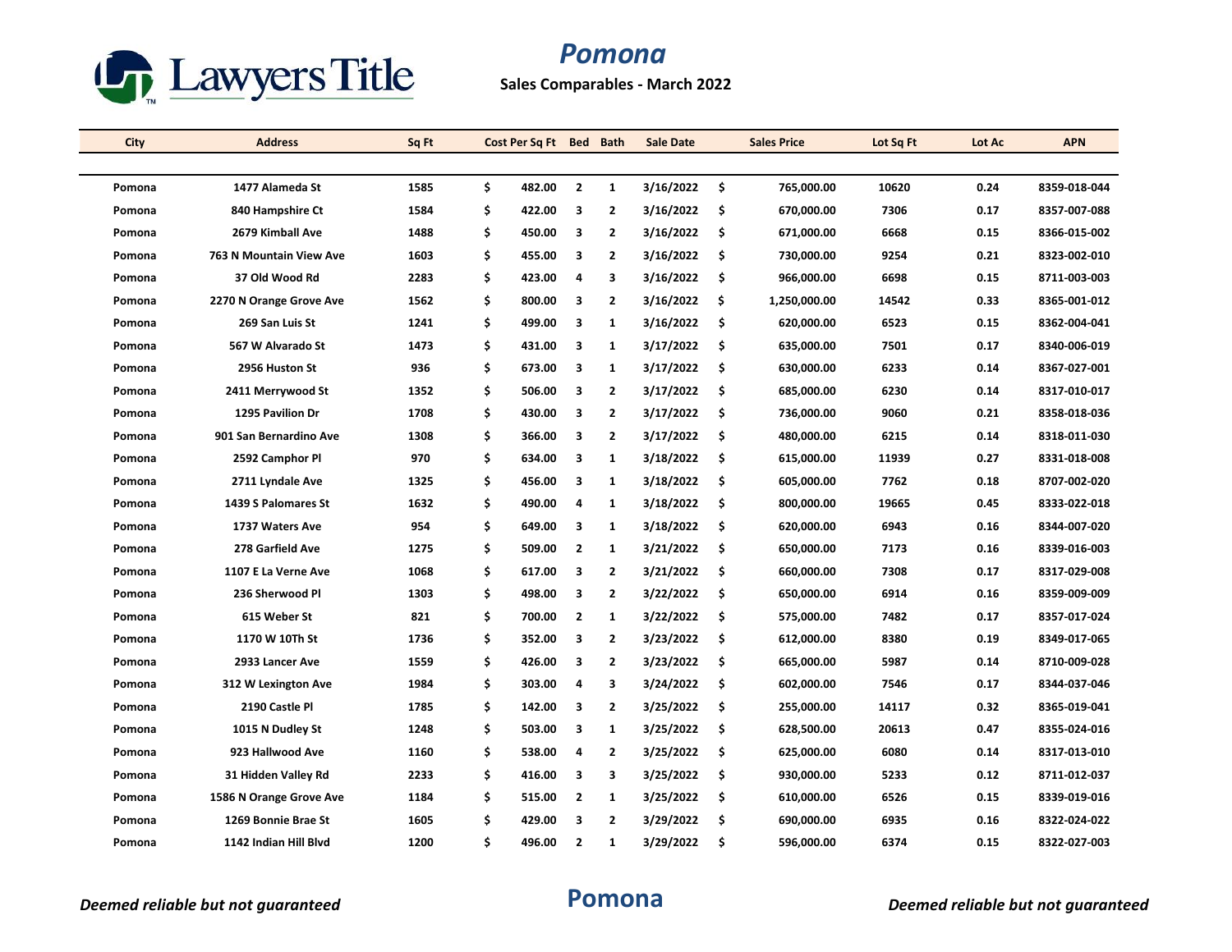Lawyers Title

# Pomona

**Sales Comparables - March 2022**

| City | Address | Sq Ft | Cost Per Sq Ft | Bed | Bath | Sale Date | Sales Price | Lot Sq Ft | Lot Ac | APN |
|---|---|---|---|---|---|---|---|---|---|---|
| Pomona | 1477 Alameda St | 1585 | $ 482.00 | 2 | 1 | 3/16/2022 | $ 765,000.00 | 10620 | 0.24 | 8359-018-044 |
| Pomona | 840 Hampshire Ct | 1584 | $ 422.00 | 3 | 2 | 3/16/2022 | $ 670,000.00 | 7306 | 0.17 | 8357-007-088 |
| Pomona | 2679 Kimball Ave | 1488 | $ 450.00 | 3 | 2 | 3/16/2022 | $ 671,000.00 | 6668 | 0.15 | 8366-015-002 |
| Pomona | 763 N Mountain View Ave | 1603 | $ 455.00 | 3 | 2 | 3/16/2022 | $ 730,000.00 | 9254 | 0.21 | 8323-002-010 |
| Pomona | 37 Old Wood Rd | 2283 | $ 423.00 | 4 | 3 | 3/16/2022 | $ 966,000.00 | 6698 | 0.15 | 8711-003-003 |
| Pomona | 2270 N Orange Grove Ave | 1562 | $ 800.00 | 3 | 2 | 3/16/2022 | $ 1,250,000.00 | 14542 | 0.33 | 8365-001-012 |
| Pomona | 269 San Luis St | 1241 | $ 499.00 | 3 | 1 | 3/16/2022 | $ 620,000.00 | 6523 | 0.15 | 8362-004-041 |
| Pomona | 567 W Alvarado St | 1473 | $ 431.00 | 3 | 1 | 3/17/2022 | $ 635,000.00 | 7501 | 0.17 | 8340-006-019 |
| Pomona | 2956 Huston St | 936 | $ 673.00 | 3 | 1 | 3/17/2022 | $ 630,000.00 | 6233 | 0.14 | 8367-027-001 |
| Pomona | 2411 Merrywood St | 1352 | $ 506.00 | 3 | 2 | 3/17/2022 | $ 685,000.00 | 6230 | 0.14 | 8317-010-017 |
| Pomona | 1295 Pavilion Dr | 1708 | $ 430.00 | 3 | 2 | 3/17/2022 | $ 736,000.00 | 9060 | 0.21 | 8358-018-036 |
| Pomona | 901 San Bernardino Ave | 1308 | $ 366.00 | 3 | 2 | 3/17/2022 | $ 480,000.00 | 6215 | 0.14 | 8318-011-030 |
| Pomona | 2592 Camphor Pl | 970 | $ 634.00 | 3 | 1 | 3/18/2022 | $ 615,000.00 | 11939 | 0.27 | 8331-018-008 |
| Pomona | 2711 Lyndale Ave | 1325 | $ 456.00 | 3 | 1 | 3/18/2022 | $ 605,000.00 | 7762 | 0.18 | 8707-002-020 |
| Pomona | 1439 S Palomares St | 1632 | $ 490.00 | 4 | 1 | 3/18/2022 | $ 800,000.00 | 19665 | 0.45 | 8333-022-018 |
| Pomona | 1737 Waters Ave | 954 | $ 649.00 | 3 | 1 | 3/18/2022 | $ 620,000.00 | 6943 | 0.16 | 8344-007-020 |
| Pomona | 278 Garfield Ave | 1275 | $ 509.00 | 2 | 1 | 3/21/2022 | $ 650,000.00 | 7173 | 0.16 | 8339-016-003 |
| Pomona | 1107 E La Verne Ave | 1068 | $ 617.00 | 3 | 2 | 3/21/2022 | $ 660,000.00 | 7308 | 0.17 | 8317-029-008 |
| Pomona | 236 Sherwood Pl | 1303 | $ 498.00 | 3 | 2 | 3/22/2022 | $ 650,000.00 | 6914 | 0.16 | 8359-009-009 |
| Pomona | 615 Weber St | 821 | $ 700.00 | 2 | 1 | 3/22/2022 | $ 575,000.00 | 7482 | 0.17 | 8357-017-024 |
| Pomona | 1170 W 10Th St | 1736 | $ 352.00 | 3 | 2 | 3/23/2022 | $ 612,000.00 | 8380 | 0.19 | 8349-017-065 |
| Pomona | 2933 Lancer Ave | 1559 | $ 426.00 | 3 | 2 | 3/23/2022 | $ 665,000.00 | 5987 | 0.14 | 8710-009-028 |
| Pomona | 312 W Lexington Ave | 1984 | $ 303.00 | 4 | 3 | 3/24/2022 | $ 602,000.00 | 7546 | 0.17 | 8344-037-046 |
| Pomona | 2190 Castle Pl | 1785 | $ 142.00 | 3 | 2 | 3/25/2022 | $ 255,000.00 | 14117 | 0.32 | 8365-019-041 |
| Pomona | 1015 N Dudley St | 1248 | $ 503.00 | 3 | 1 | 3/25/2022 | $ 628,500.00 | 20613 | 0.47 | 8355-024-016 |
| Pomona | 923 Hallwood Ave | 1160 | $ 538.00 | 4 | 2 | 3/25/2022 | $ 625,000.00 | 6080 | 0.14 | 8317-013-010 |
| Pomona | 31 Hidden Valley Rd | 2233 | $ 416.00 | 3 | 3 | 3/25/2022 | $ 930,000.00 | 5233 | 0.12 | 8711-012-037 |
| Pomona | 1586 N Orange Grove Ave | 1184 | $ 515.00 | 2 | 1 | 3/25/2022 | $ 610,000.00 | 6526 | 0.15 | 8339-019-016 |
| Pomona | 1269 Bonnie Brae St | 1605 | $ 429.00 | 3 | 2 | 3/29/2022 | $ 690,000.00 | 6935 | 0.16 | 8322-024-022 |
| Pomona | 1142 Indian Hill Blvd | 1200 | $ 496.00 | 2 | 1 | 3/29/2022 | $ 596,000.00 | 6374 | 0.15 | 8322-027-003 |

*Deemed reliable but not guaranteed* **Pomona** *Deemed reliable but not guaranteed*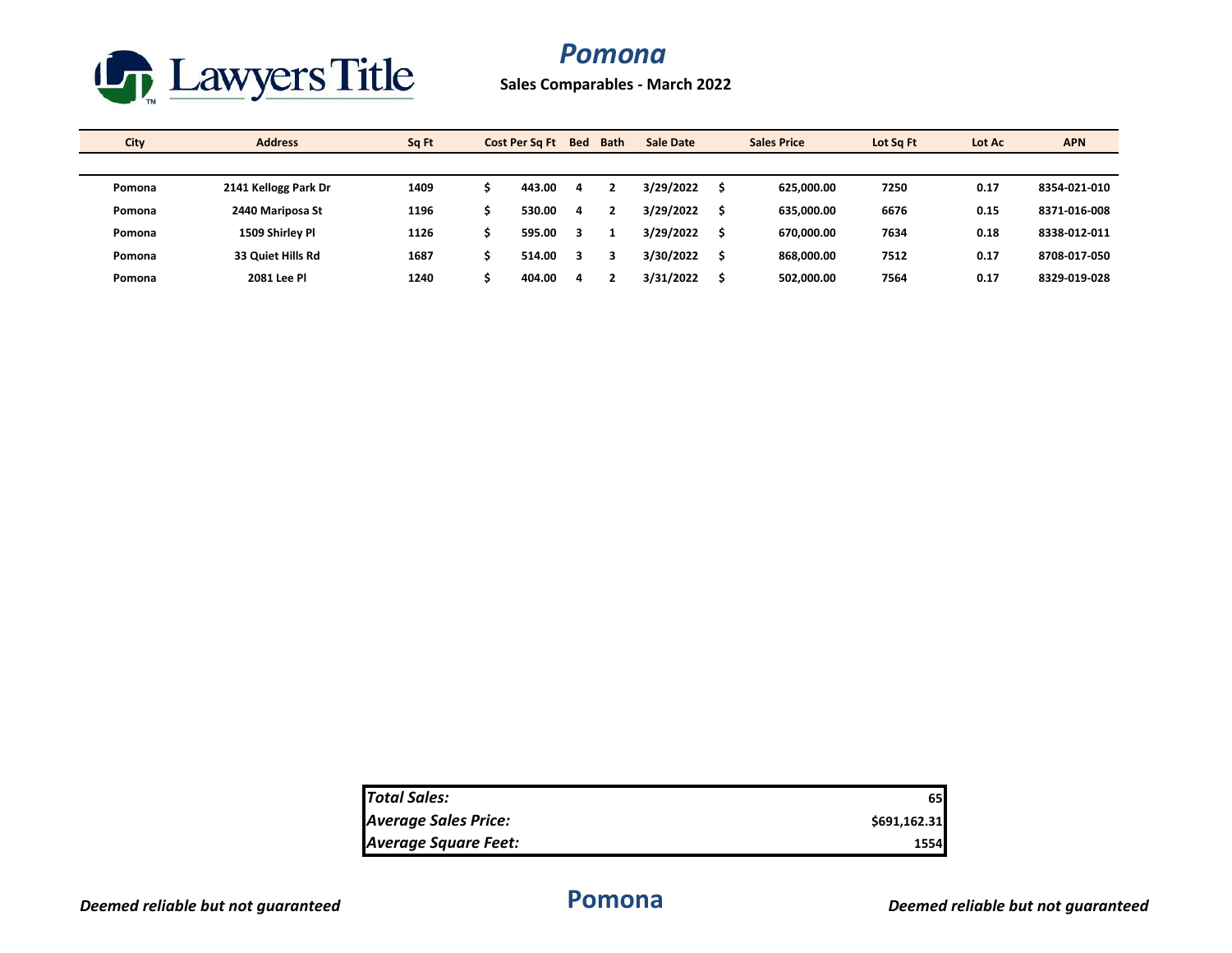# Pomona

**Sales Comparables - March 2022**

| City | Address | Sq Ft | Cost Per Sq Ft | Bed | Bath | Sale Date | Sales Price | Lot Sq Ft | Lot Ac | APN |
|---|---|---|---|---|---|---|---|---|---|---|
| Pomona | 2141 Kellogg Park Dr | 1409 | $ 443.00 | 4 | 2 | 3/29/2022 | $ 625,000.00 | 7250 | 0.17 | 8354-021-010 |
| Pomona | 2440 Mariposa St | 1196 | $ 530.00 | 4 | 2 | 3/29/2022 | $ 635,000.00 | 6676 | 0.15 | 8371-016-008 |
| Pomona | 1509 Shirley Pl | 1126 | $ 595.00 | 3 | 1 | 3/29/2022 | $ 670,000.00 | 7634 | 0.18 | 8338-012-011 |
| Pomona | 33 Quiet Hills Rd | 1687 | $ 514.00 | 3 | 3 | 3/30/2022 | $ 868,000.00 | 7512 | 0.17 | 8708-017-050 |
| Pomona | 2081 Lee Pl | 1240 | $ 404.00 | 4 | 2 | 3/31/2022 | $ 502,000.00 | 7564 | 0.17 | 8329-019-028 |

| | |
|---|---|
| ***Total Sales:*** | 65 |
| ***Average Sales Price:*** | $691,162.31 |
| ***Average Square Feet:*** | 1554 |

*Deemed reliable but not guaranteed*

**Pomona**

*Deemed reliable but not guaranteed*